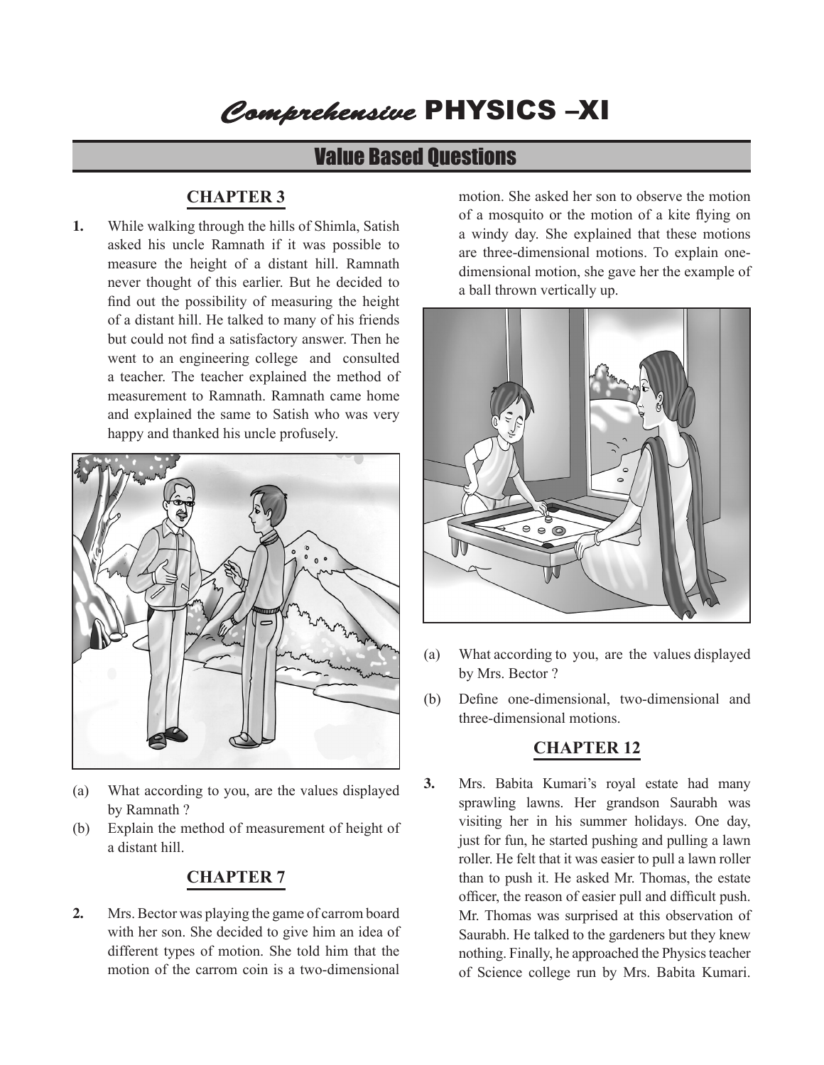# *Comprehensive* PHYSICS –XI

## Value Based Questions

### CHAPTER 3

**1.** While walking through the hills of Shimla, Satish asked his uncle Ramnath if it was possible to measure the height of a distant hill. Ramnath never thought of this earlier. But he decided to find out the possibility of measuring the height of a distant hill. He talked to many of his friends but could not find a satisfactory answer. Then he went to an engineering college and consulted a teacher. The teacher explained the method of measurement to Ramnath. Ramnath came home and explained the same to Satish who was very happy and thanked his uncle profusely.

(a) What according to you, are the values displayed by Ramnath ?

(b) Explain the method of measurement of height of a distant hill.

### CHAPTER 7

**2.** Mrs. Bector was playing the game of carrom board with her son. She decided to give him an idea of different types of motion. She told him that the motion of the carrom coin is a two-dimensional motion. She asked her son to observe the motion of a mosquito or the motion of a kite flying on a windy day. She explained that these motions are three-dimensional motions. To explain one-dimensional motion, she gave her the example of a ball thrown vertically up.

(a) What according to you, are the values displayed by Mrs. Bector ?

(b) Define one-dimensional, two-dimensional and three-dimensional motions.

### CHAPTER 12

**3.** Mrs. Babita Kumari's royal estate had many sprawling lawns. Her grandson Saurabh was visiting her in his summer holidays. One day, just for fun, he started pushing and pulling a lawn roller. He felt that it was easier to pull a lawn roller than to push it. He asked Mr. Thomas, the estate officer, the reason of easier pull and difficult push. Mr. Thomas was surprised at this observation of Saurabh. He talked to the gardeners but they knew nothing. Finally, he approached the Physics teacher of Science college run by Mrs. Babita Kumari.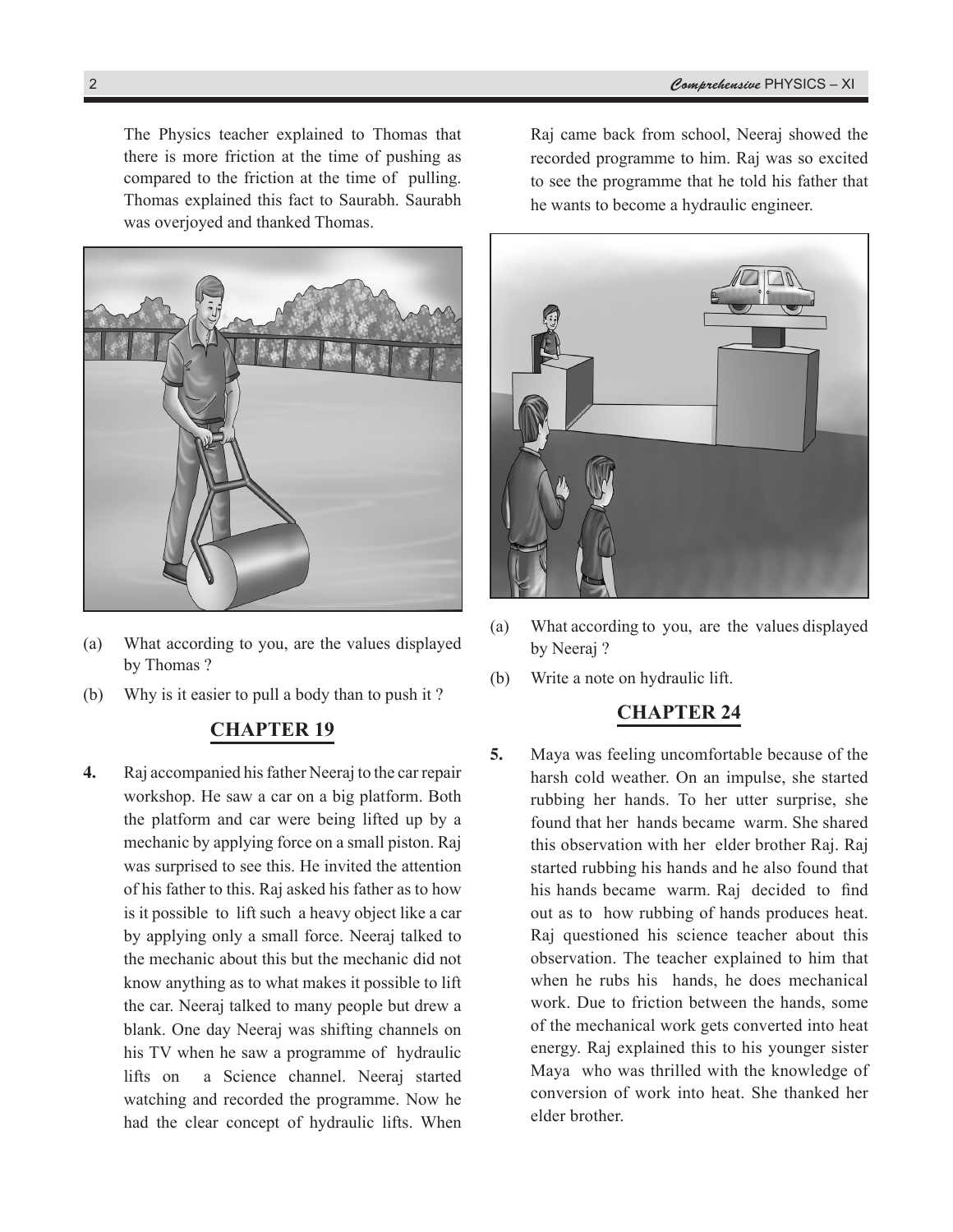The Physics teacher explained to Thomas that there is more friction at the time of pushing as compared to the friction at the time of pulling. Thomas explained this fact to Saurabh. Saurabh was overjoyed and thanked Thomas.

(a) What according to you, are the values displayed by Thomas ?

(b) Why is it easier to pull a body than to push it ?

## CHAPTER 19

**4.** Raj accompanied his father Neeraj to the car repair workshop. He saw a car on a big platform. Both the platform and car were being lifted up by a mechanic by applying force on a small piston. Raj was surprised to see this. He invited the attention of his father to this. Raj asked his father as to how is it possible to lift such a heavy object like a car by applying only a small force. Neeraj talked to the mechanic about this but the mechanic did not know anything as to what makes it possible to lift the car. Neeraj talked to many people but drew a blank. One day Neeraj was shifting channels on his TV when he saw a programme of hydraulic lifts on a Science channel. Neeraj started watching and recorded the programme. Now he had the clear concept of hydraulic lifts. When Raj came back from school, Neeraj showed the recorded programme to him. Raj was so excited to see the programme that he told his father that he wants to become a hydraulic engineer.

(a) What according to you, are the values displayed by Neeraj ?

(b) Write a note on hydraulic lift.

## CHAPTER 24

**5.** Maya was feeling uncomfortable because of the harsh cold weather. On an impulse, she started rubbing her hands. To her utter surprise, she found that her hands became warm. She shared this observation with her elder brother Raj. Raj started rubbing his hands and he also found that his hands became warm. Raj decided to find out as to how rubbing of hands produces heat. Raj questioned his science teacher about this observation. The teacher explained to him that when he rubs his hands, he does mechanical work. Due to friction between the hands, some of the mechanical work gets converted into heat energy. Raj explained this to his younger sister Maya who was thrilled with the knowledge of conversion of work into heat. She thanked her elder brother.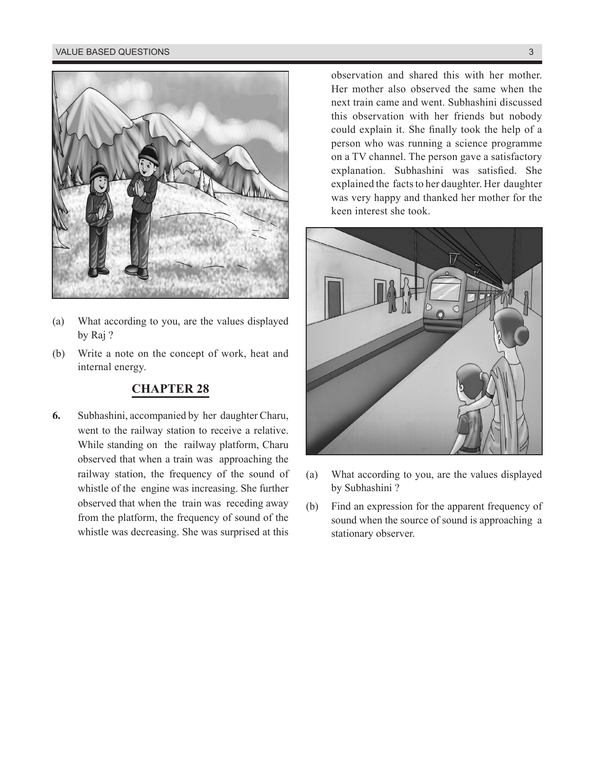(a) What according to you, are the values displayed by Raj ?

(b) Write a note on the concept of work, heat and internal energy.

## CHAPTER 28

**6.** Subhashini, accompanied by her daughter Charu, went to the railway station to receive a relative. While standing on the railway platform, Charu observed that when a train was approaching the railway station, the frequency of the sound of whistle of the engine was increasing. She further observed that when the train was receding away from the platform, the frequency of sound of the whistle was decreasing. She was surprised at this observation and shared this with her mother. Her mother also observed the same when the next train came and went. Subhashini discussed this observation with her friends but nobody could explain it. She finally took the help of a person who was running a science programme on a TV channel. The person gave a satisfactory explanation. Subhashini was satisfied. She explained the facts to her daughter. Her daughter was very happy and thanked her mother for the keen interest she took.

(a) What according to you, are the values displayed by Subhashini ?

(b) Find an expression for the apparent frequency of sound when the source of sound is approaching a stationary observer.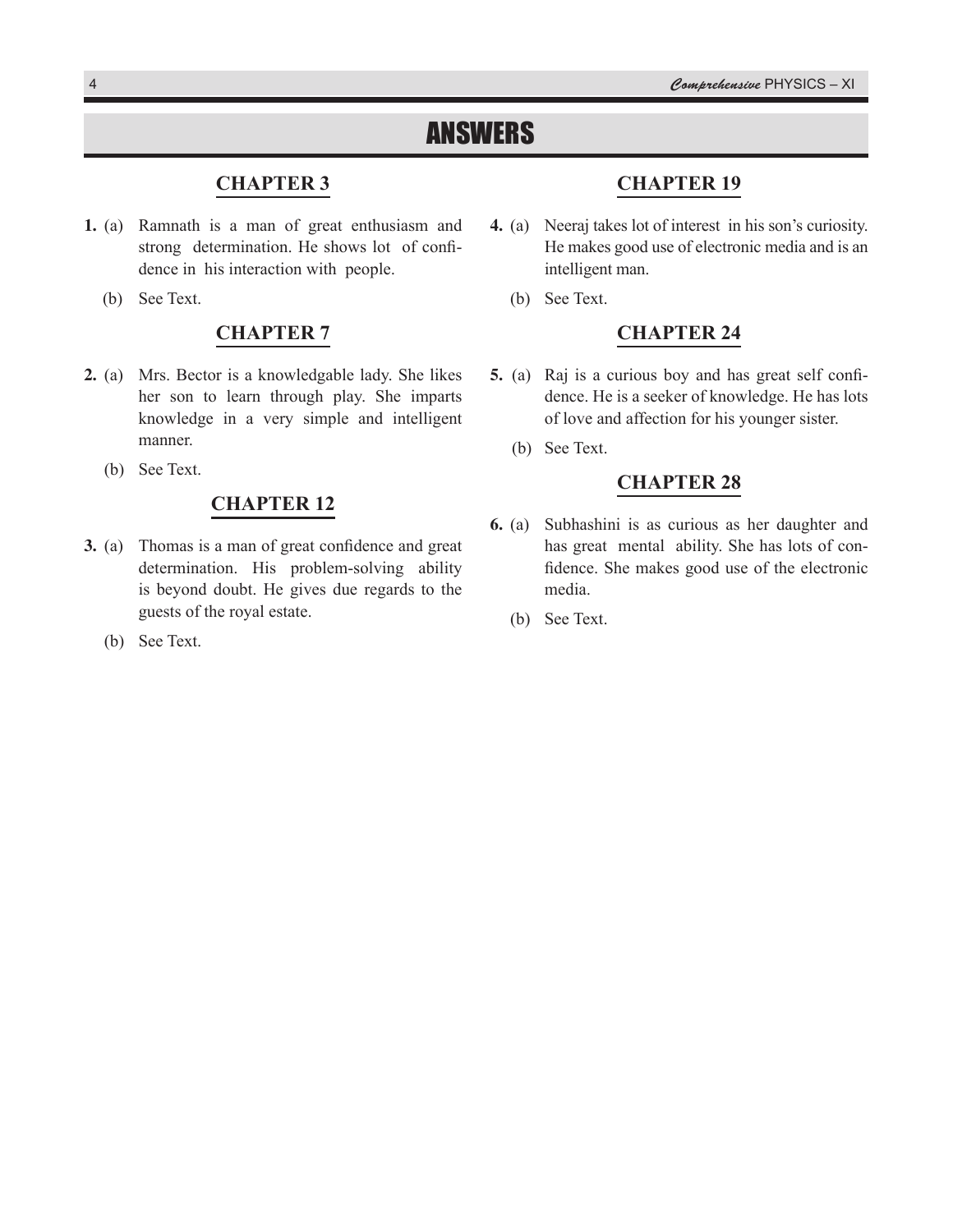# ANSWERS

## CHAPTER 3

**1.** (a) Ramnath is a man of great enthusiasm and strong determination. He shows lot of confidence in his interaction with people.

(b) See Text.

## CHAPTER 7

**2.** (a) Mrs. Bector is a knowledgable lady. She likes her son to learn through play. She imparts knowledge in a very simple and intelligent manner.

(b) See Text.

## CHAPTER 12

**3.** (a) Thomas is a man of great confidence and great determination. His problem-solving ability is beyond doubt. He gives due regards to the guests of the royal estate.

(b) See Text.

## CHAPTER 19

**4.** (a) Neeraj takes lot of interest in his son's curiosity. He makes good use of electronic media and is an intelligent man.

(b) See Text.

## CHAPTER 24

**5.** (a) Raj is a curious boy and has great self confidence. He is a seeker of knowledge. He has lots of love and affection for his younger sister.

(b) See Text.

## CHAPTER 28

**6.** (a) Subhashini is as curious as her daughter and has great mental ability. She has lots of confidence. She makes good use of the electronic media.

(b) See Text.